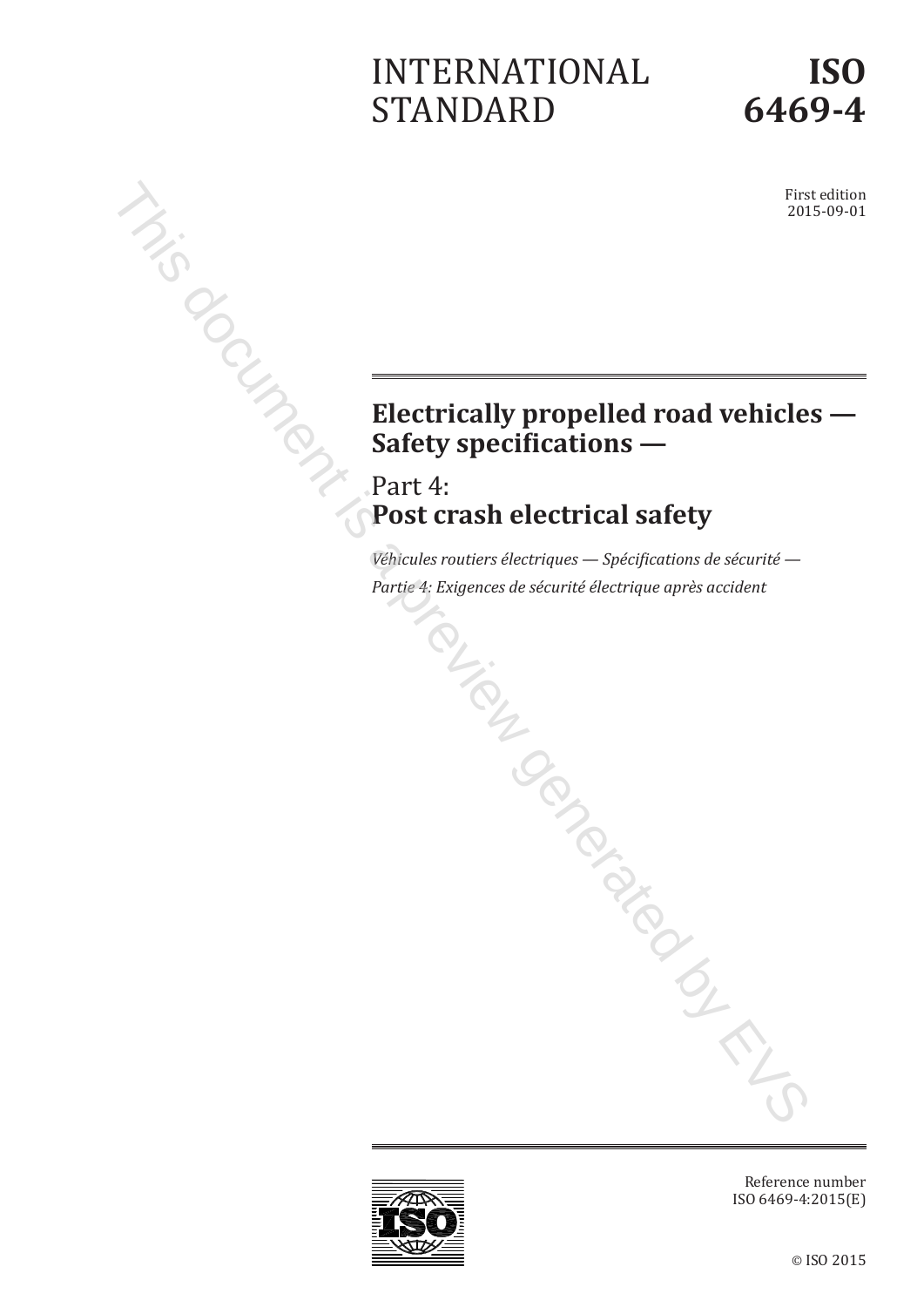INTERNATIONAL STANDARD

**ISO 6469-4**

First edition
2015-09-01

# Electrically propelled road vehicles — Safety specifications —

## Part 4:
## Post crash electrical safety

*Véhicules routiers électriques — Spécifications de sécurité —*

*Partie 4: Exigences de sécurité électrique après accident*

Reference number
ISO 6469-4:2015(E)

© ISO 2015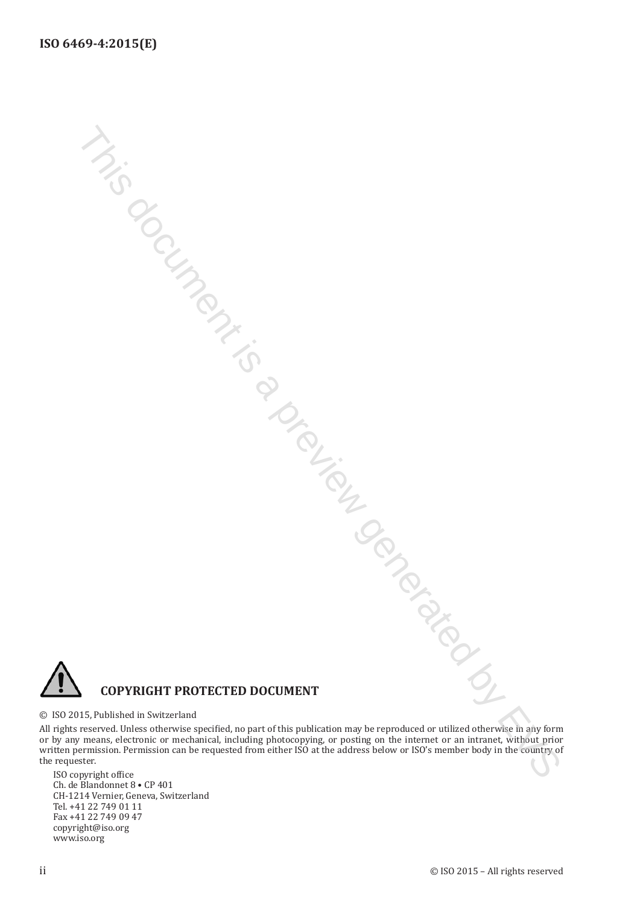**COPYRIGHT PROTECTED DOCUMENT**

© ISO 2015, Published in Switzerland

All rights reserved. Unless otherwise specified, no part of this publication may be reproduced or utilized otherwise in any form or by any means, electronic or mechanical, including photocopying, or posting on the internet or an intranet, without prior written permission. Permission can be requested from either ISO at the address below or ISO's member body in the country of the requester.

ISO copyright office
Ch. de Blandonnet 8 • CP 401
CH-1214 Vernier, Geneva, Switzerland
Tel. +41 22 749 01 11
Fax +41 22 749 09 47
copyright@iso.org
www.iso.org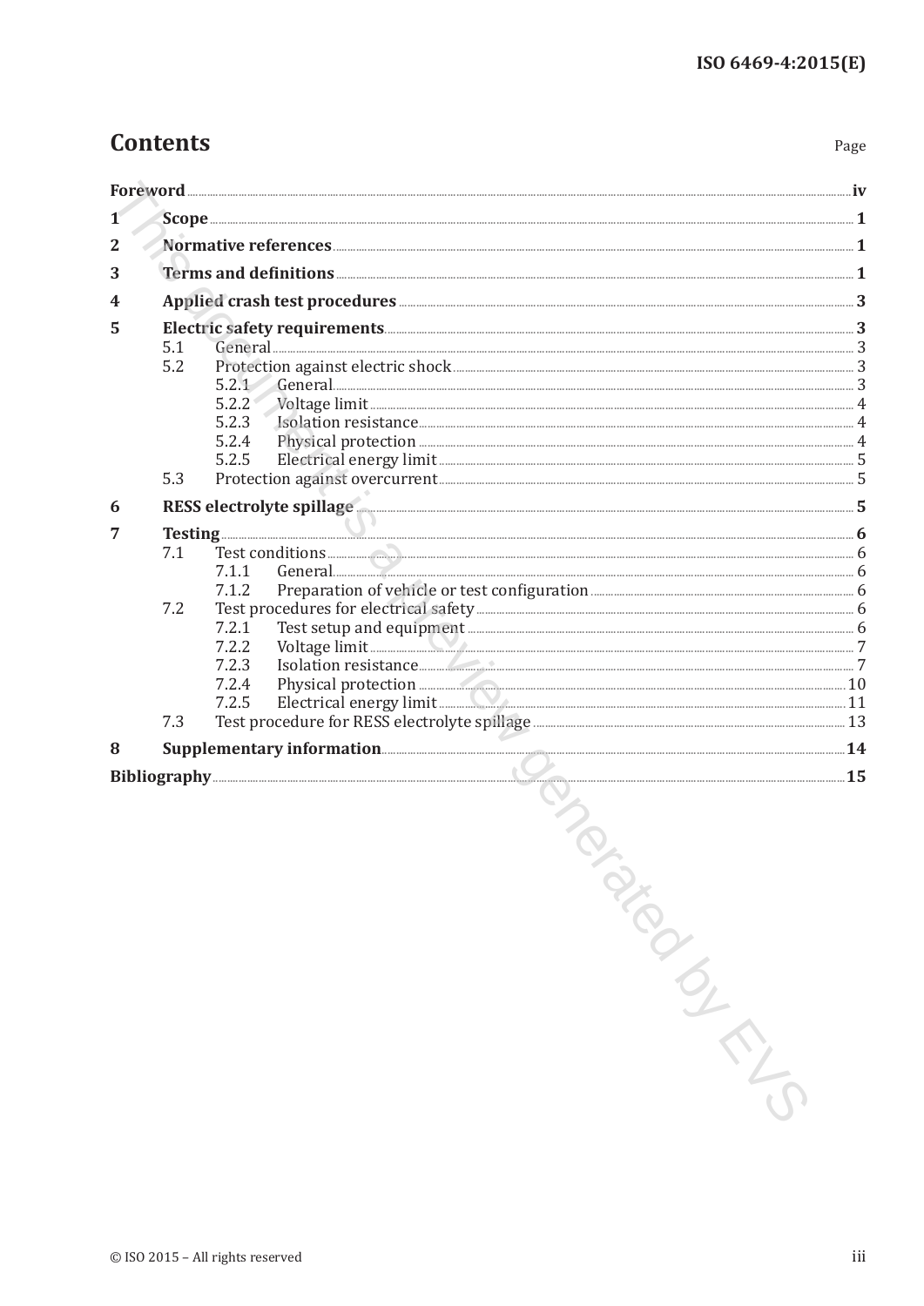# Contents

| | | Page |
|---|---|---|
| **Foreword** | | **iv** |
| **1** | **Scope** | **1** |
| **2** | **Normative references** | **1** |
| **3** | **Terms and definitions** | **1** |
| **4** | **Applied crash test procedures** | **3** |
| **5** | **Electric safety requirements** | **3** |
| 5.1 | General | 3 |
| 5.2 | Protection against electric shock | 3 |
| 5.2.1 | General | 3 |
| 5.2.2 | Voltage limit | 4 |
| 5.2.3 | Isolation resistance | 4 |
| 5.2.4 | Physical protection | 4 |
| 5.2.5 | Electrical energy limit | 5 |
| 5.3 | Protection against overcurrent | 5 |
| **6** | **RESS electrolyte spillage** | **5** |
| **7** | **Testing** | **6** |
| 7.1 | Test conditions | 6 |
| 7.1.1 | General | 6 |
| 7.1.2 | Preparation of vehicle or test configuration | 6 |
| 7.2 | Test procedures for electrical safety | 6 |
| 7.2.1 | Test setup and equipment | 6 |
| 7.2.2 | Voltage limit | 7 |
| 7.2.3 | Isolation resistance | 7 |
| 7.2.4 | Physical protection | 10 |
| 7.2.5 | Electrical energy limit | 11 |
| 7.3 | Test procedure for RESS electrolyte spillage | 13 |
| **8** | **Supplementary information** | **14** |
| **Bibliography** | | **15** |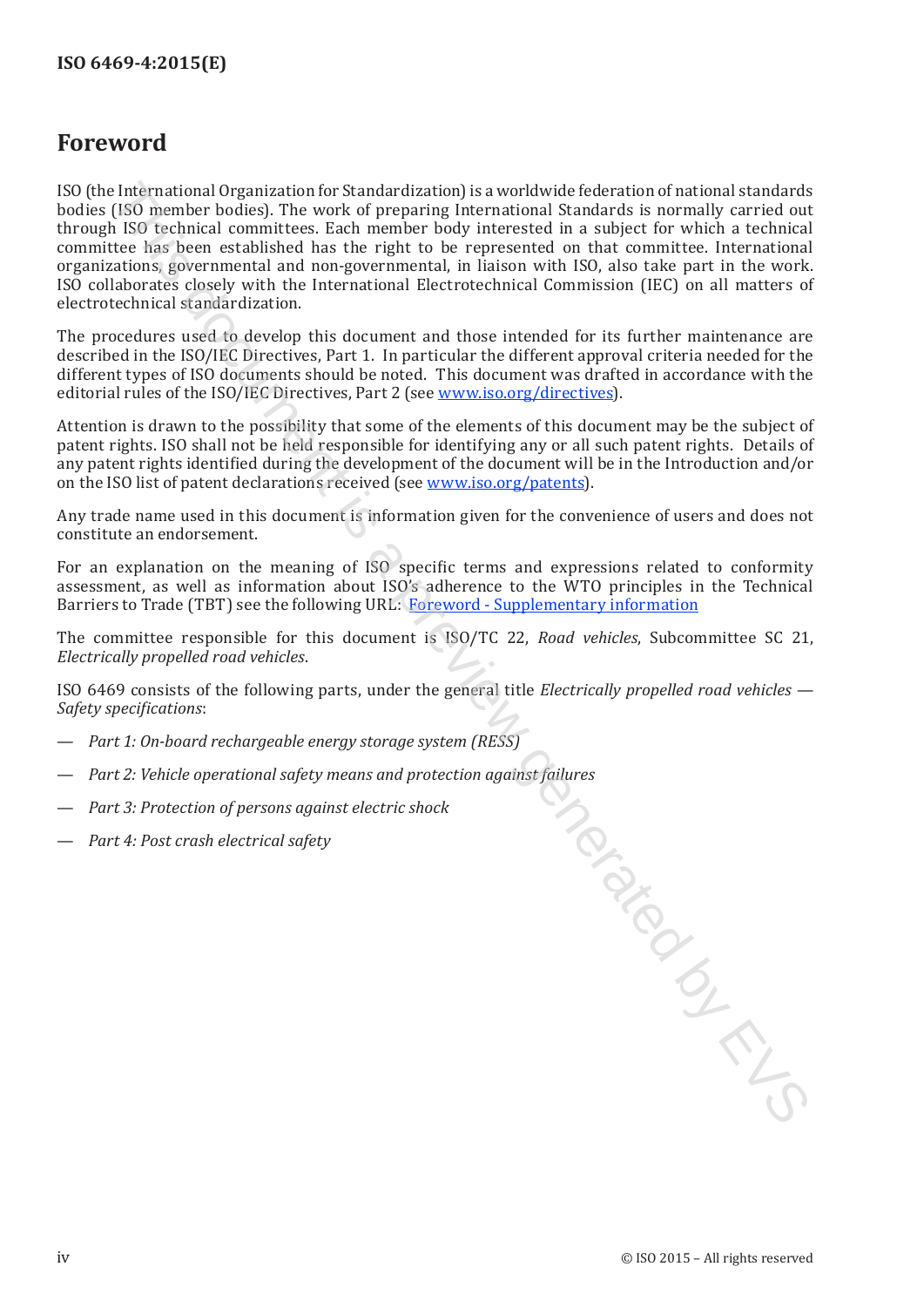# Foreword

ISO (the International Organization for Standardization) is a worldwide federation of national standards bodies (ISO member bodies). The work of preparing International Standards is normally carried out through ISO technical committees. Each member body interested in a subject for which a technical committee has been established has the right to be represented on that committee. International organizations, governmental and non-governmental, in liaison with ISO, also take part in the work. ISO collaborates closely with the International Electrotechnical Commission (IEC) on all matters of electrotechnical standardization.

The procedures used to develop this document and those intended for its further maintenance are described in the ISO/IEC Directives, Part 1. In particular the different approval criteria needed for the different types of ISO documents should be noted. This document was drafted in accordance with the editorial rules of the ISO/IEC Directives, Part 2 (see www.iso.org/directives).

Attention is drawn to the possibility that some of the elements of this document may be the subject of patent rights. ISO shall not be held responsible for identifying any or all such patent rights. Details of any patent rights identified during the development of the document will be in the Introduction and/or on the ISO list of patent declarations received (see www.iso.org/patents).

Any trade name used in this document is information given for the convenience of users and does not constitute an endorsement.

For an explanation on the meaning of ISO specific terms and expressions related to conformity assessment, as well as information about ISO's adherence to the WTO principles in the Technical Barriers to Trade (TBT) see the following URL: Foreword - Supplementary information

The committee responsible for this document is ISO/TC 22, *Road vehicles*, Subcommittee SC 21, *Electrically propelled road vehicles*.

ISO 6469 consists of the following parts, under the general title *Electrically propelled road vehicles — Safety specifications*:

— *Part 1: On-board rechargeable energy storage system (RESS)*

— *Part 2: Vehicle operational safety means and protection against failures*

— *Part 3: Protection of persons against electric shock*

— *Part 4: Post crash electrical safety*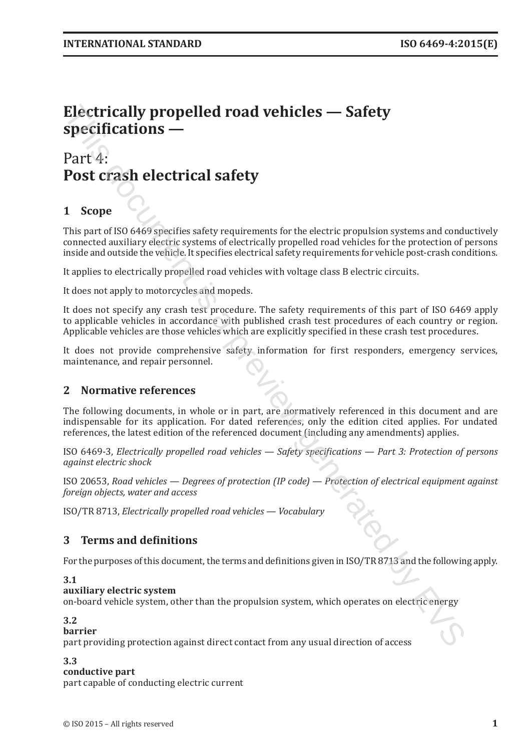# Electrically propelled road vehicles — Safety specifications —

## Part 4: Post crash electrical safety

## 1 Scope

This part of ISO 6469 specifies safety requirements for the electric propulsion systems and conductively connected auxiliary electric systems of electrically propelled road vehicles for the protection of persons inside and outside the vehicle. It specifies electrical safety requirements for vehicle post-crash conditions.

It applies to electrically propelled road vehicles with voltage class B electric circuits.

It does not apply to motorcycles and mopeds.

It does not specify any crash test procedure. The safety requirements of this part of ISO 6469 apply to applicable vehicles in accordance with published crash test procedures of each country or region. Applicable vehicles are those vehicles which are explicitly specified in these crash test procedures.

It does not provide comprehensive safety information for first responders, emergency services, maintenance, and repair personnel.

## 2 Normative references

The following documents, in whole or in part, are normatively referenced in this document and are indispensable for its application. For dated references, only the edition cited applies. For undated references, the latest edition of the referenced document (including any amendments) applies.

ISO 6469-3, *Electrically propelled road vehicles — Safety specifications — Part 3: Protection of persons against electric shock*

ISO 20653, *Road vehicles — Degrees of protection (IP code) — Protection of electrical equipment against foreign objects, water and access*

ISO/TR 8713, *Electrically propelled road vehicles — Vocabulary*

## 3 Terms and definitions

For the purposes of this document, the terms and definitions given in ISO/TR 8713 and the following apply.

**3.1**
**auxiliary electric system**
on-board vehicle system, other than the propulsion system, which operates on electric energy

**3.2**
**barrier**
part providing protection against direct contact from any usual direction of access

**3.3**
**conductive part**
part capable of conducting electric current